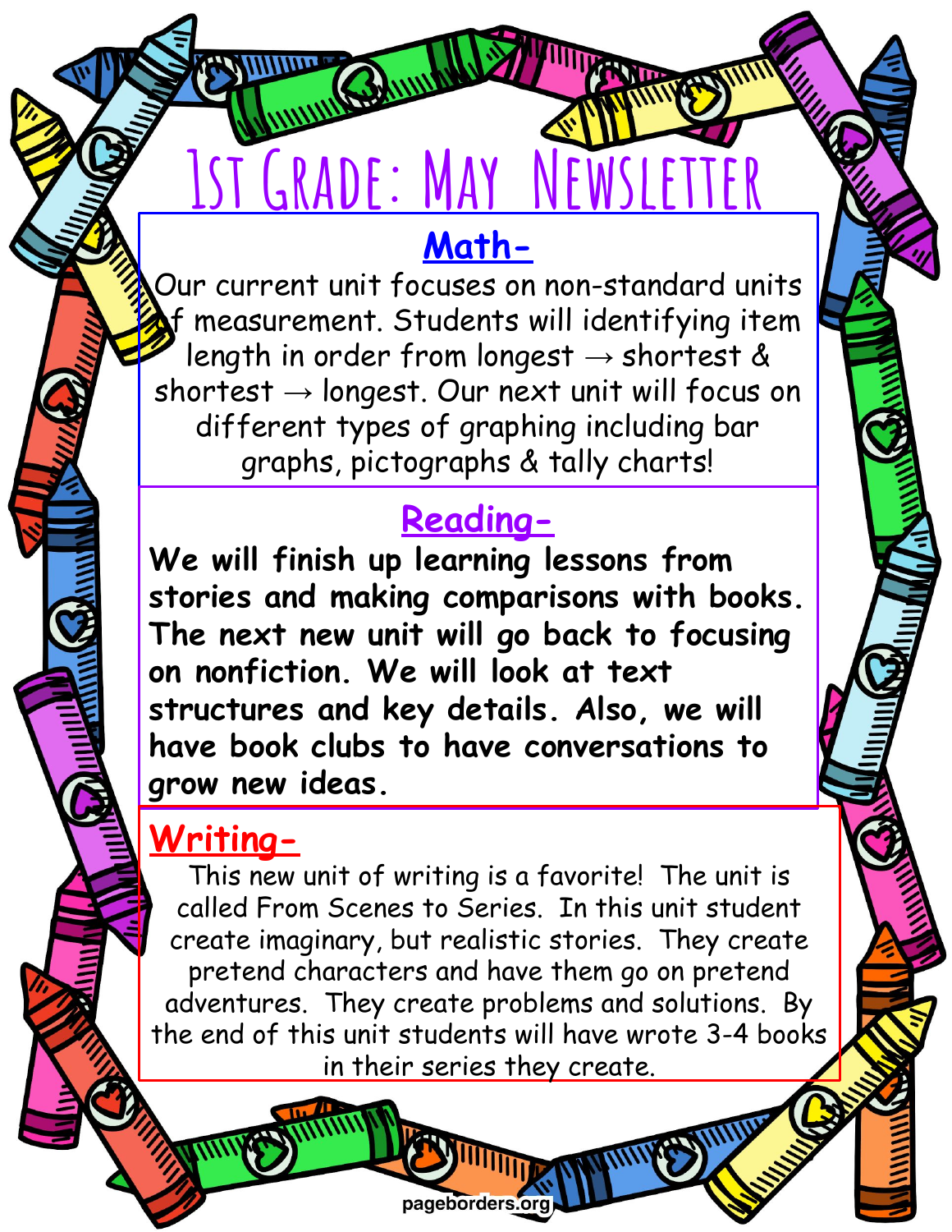# 1st Grade: May Newsletter

## Math-

Our current unit focuses on non-standard units of measurement. Students will identifying item length in order from longest → shortest & shortest → longest. Our next unit will focus on different types of graphing including bar graphs, pictographs & tally charts!

## Reading-

**We will finish up learning lessons from stories and making comparisons with books. The next new unit will go back to focusing on nonfiction. We will look at text structures and key details. Also, we will have book clubs to have conversations to grow new ideas.**

## Writing-

This new unit of writing is a favorite! The unit is called From Scenes to Series. In this unit student create imaginary, but realistic stories. They create pretend characters and have them go on pretend adventures. They create problems and solutions. By the end of this unit students will have wrote 3-4 books in their series they create.

pageborders.org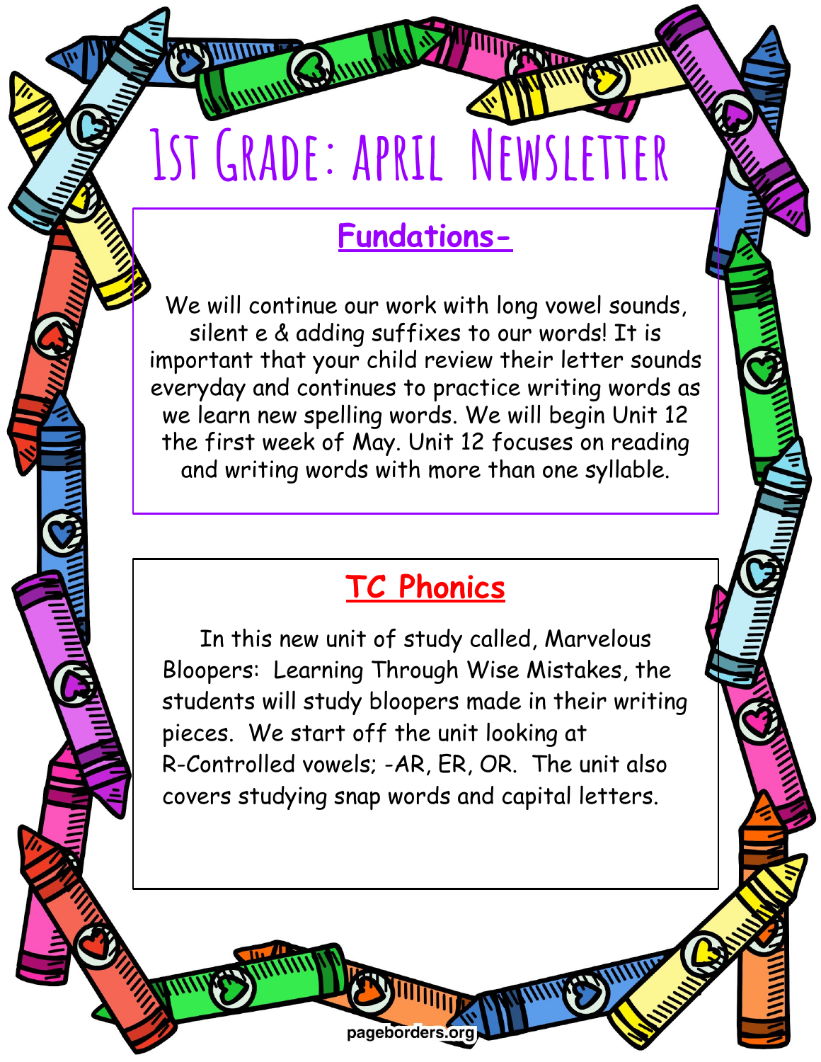# 1st Grade: April Newsletter

## Fundations-

We will continue our work with long vowel sounds, silent e & adding suffixes to our words! It is important that your child review their letter sounds everyday and continues to practice writing words as we learn new spelling words. We will begin Unit 12 the first week of May. Unit 12 focuses on reading and writing words with more than one syllable.

## TC Phonics

In this new unit of study called, Marvelous Bloopers: Learning Through Wise Mistakes, the students will study bloopers made in their writing pieces. We start off the unit looking at R-Controlled vowels; -AR, ER, OR. The unit also covers studying snap words and capital letters.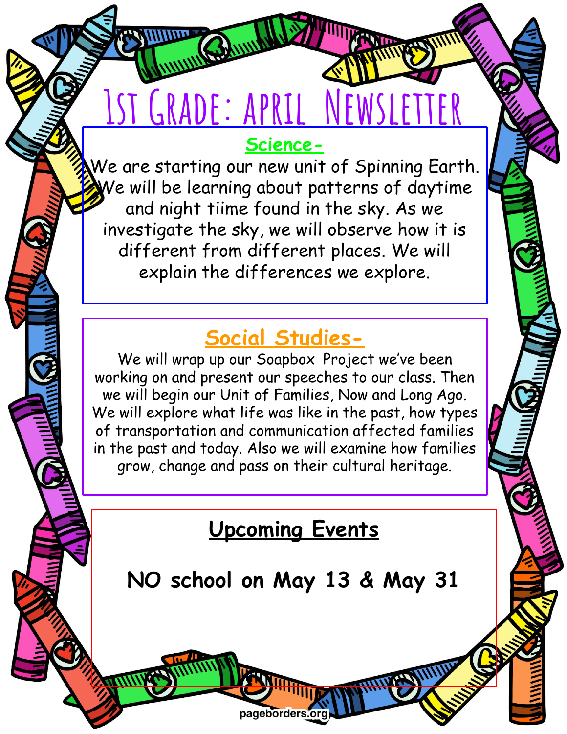# 1st Grade: April Newsletter

## Science-

We are starting our new unit of Spinning Earth. We will be learning about patterns of daytime and night tiime found in the sky. As we investigate the sky, we will observe how it is different from different places. We will explain the differences we explore.

## Social Studies-

We will wrap up our Soapbox Project we've been working on and present our speeches to our class. Then we will begin our Unit of Families, Now and Long Ago. We will explore what life was like in the past, how types of transportation and communication affected families in the past and today. Also we will examine how families grow, change and pass on their cultural heritage.

## Upcoming Events

**NO school on May 13 & May 31**

pageborders.org